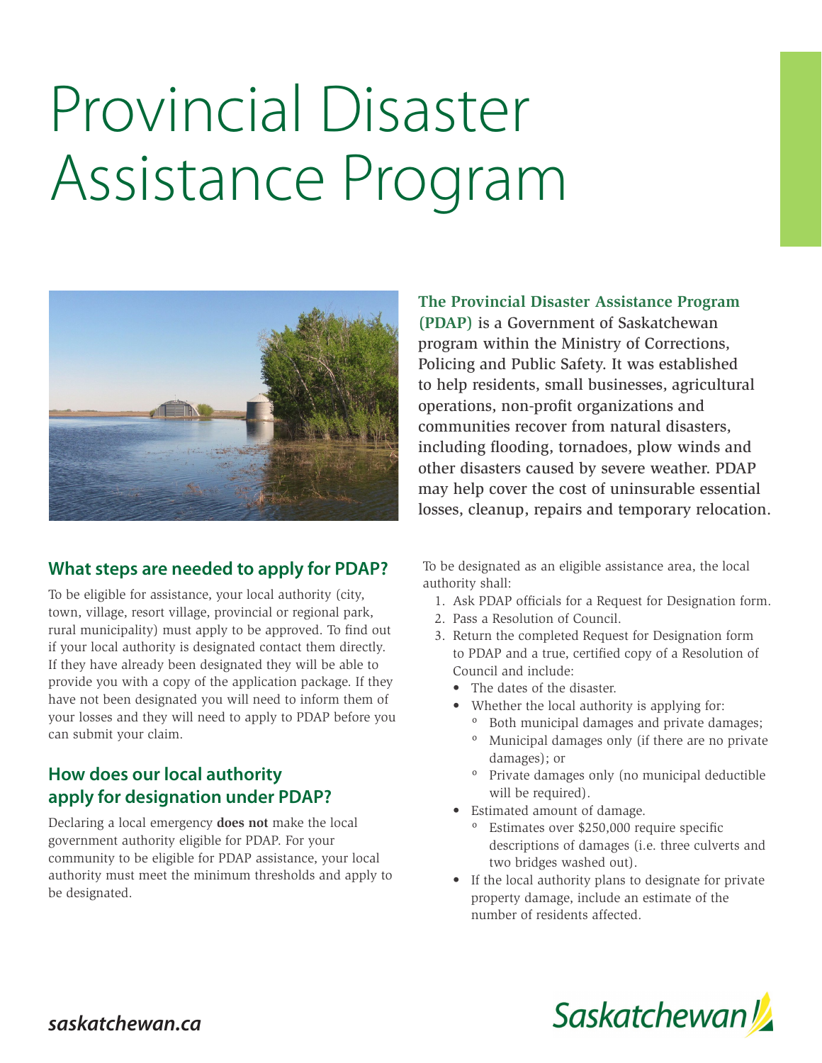# Provincial Disaster Assistance Program

**The Provincial Disaster Assistance Program (PDAP)** is a Government of Saskatchewan program within the Ministry of Corrections, Policing and Public Safety. It was established to help residents, small businesses, agricultural operations, non-profit organizations and communities recover from natural disasters, including flooding, tornadoes, plow winds and other disasters caused by severe weather. PDAP may help cover the cost of uninsurable essential losses, cleanup, repairs and temporary relocation.

## What steps are needed to apply for PDAP?

To be eligible for assistance, your local authority (city, town, village, resort village, provincial or regional park, rural municipality) must apply to be approved. To find out if your local authority is designated contact them directly. If they have already been designated they will be able to provide you with a copy of the application package. If they have not been designated you will need to inform them of your losses and they will need to apply to PDAP before you can submit your claim.

## How does our local authority apply for designation under PDAP?

Declaring a local emergency **does not** make the local government authority eligible for PDAP. For your community to be eligible for PDAP assistance, your local authority must meet the minimum thresholds and apply to be designated.

To be designated as an eligible assistance area, the local authority shall:

1. Ask PDAP officials for a Request for Designation form.
2. Pass a Resolution of Council.
3. Return the completed Request for Designation form to PDAP and a true, certified copy of a Resolution of Council and include:
   - The dates of the disaster.
   - Whether the local authority is applying for:
     - Both municipal damages and private damages;
     - Municipal damages only (if there are no private damages); or
     - Private damages only (no municipal deductible will be required).
   - Estimated amount of damage.
     - Estimates over $250,000 require specific descriptions of damages (i.e. three culverts and two bridges washed out).
   - If the local authority plans to designate for private property damage, include an estimate of the number of residents affected.

*saskatchewan.ca*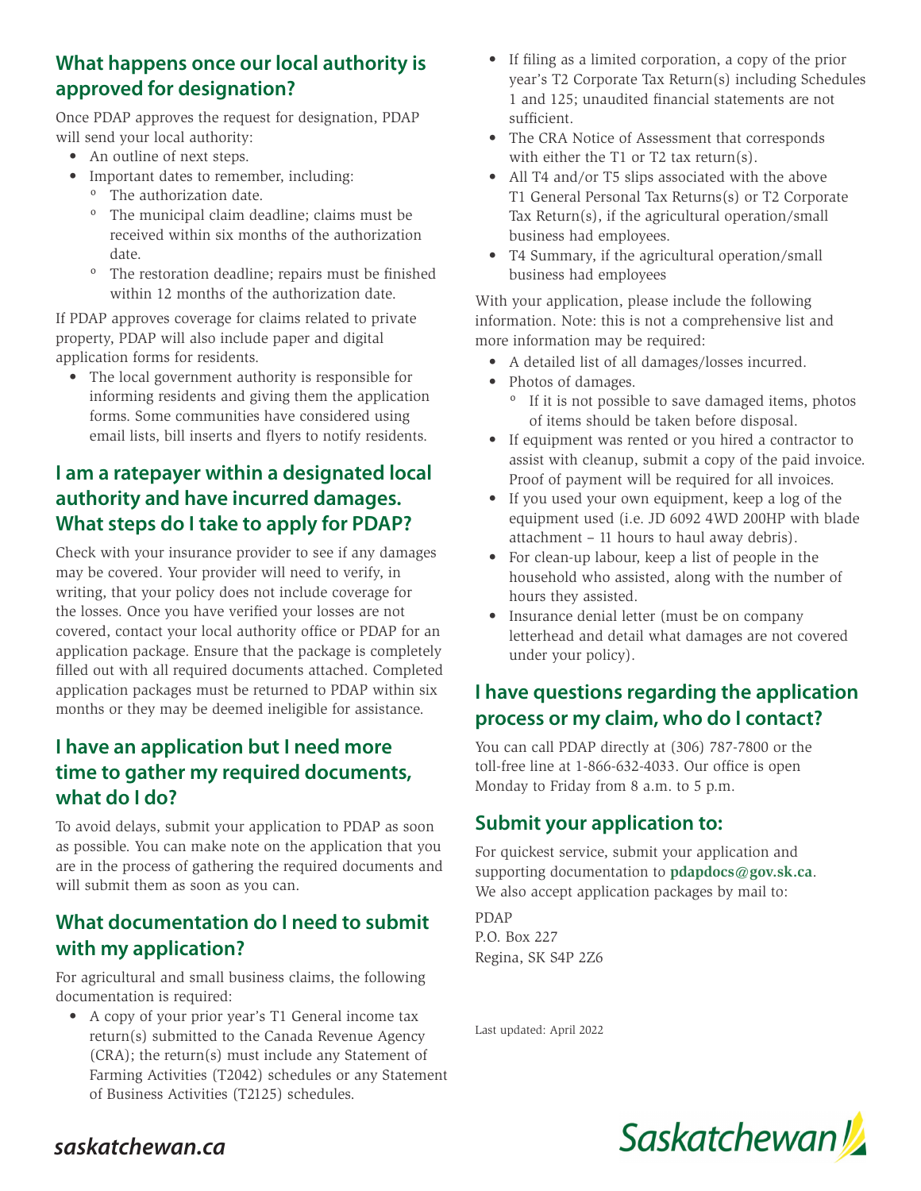## What happens once our local authority is approved for designation?

Once PDAP approves the request for designation, PDAP will send your local authority:

- An outline of next steps.
- Important dates to remember, including:
  - The authorization date.
  - The municipal claim deadline; claims must be received within six months of the authorization date.
  - The restoration deadline; repairs must be finished within 12 months of the authorization date.

If PDAP approves coverage for claims related to private property, PDAP will also include paper and digital application forms for residents.

- The local government authority is responsible for informing residents and giving them the application forms. Some communities have considered using email lists, bill inserts and flyers to notify residents.

## I am a ratepayer within a designated local authority and have incurred damages. What steps do I take to apply for PDAP?

Check with your insurance provider to see if any damages may be covered. Your provider will need to verify, in writing, that your policy does not include coverage for the losses. Once you have verified your losses are not covered, contact your local authority office or PDAP for an application package. Ensure that the package is completely filled out with all required documents attached. Completed application packages must be returned to PDAP within six months or they may be deemed ineligible for assistance.

## I have an application but I need more time to gather my required documents, what do I do?

To avoid delays, submit your application to PDAP as soon as possible. You can make note on the application that you are in the process of gathering the required documents and will submit them as soon as you can.

## What documentation do I need to submit with my application?

For agricultural and small business claims, the following documentation is required:

- A copy of your prior year's T1 General income tax return(s) submitted to the Canada Revenue Agency (CRA); the return(s) must include any Statement of Farming Activities (T2042) schedules or any Statement of Business Activities (T2125) schedules.
- If filing as a limited corporation, a copy of the prior year's T2 Corporate Tax Return(s) including Schedules 1 and 125; unaudited financial statements are not sufficient.
- The CRA Notice of Assessment that corresponds with either the T1 or T2 tax return(s).
- All T4 and/or T5 slips associated with the above T1 General Personal Tax Returns(s) or T2 Corporate Tax Return(s), if the agricultural operation/small business had employees.
- T4 Summary, if the agricultural operation/small business had employees

With your application, please include the following information. Note: this is not a comprehensive list and more information may be required:

- A detailed list of all damages/losses incurred.
- Photos of damages.
  - If it is not possible to save damaged items, photos of items should be taken before disposal.
- If equipment was rented or you hired a contractor to assist with cleanup, submit a copy of the paid invoice. Proof of payment will be required for all invoices.
- If you used your own equipment, keep a log of the equipment used (i.e. JD 6092 4WD 200HP with blade attachment – 11 hours to haul away debris).
- For clean-up labour, keep a list of people in the household who assisted, along with the number of hours they assisted.
- Insurance denial letter (must be on company letterhead and detail what damages are not covered under your policy).

## I have questions regarding the application process or my claim, who do I contact?

You can call PDAP directly at (306) 787-7800 or the toll-free line at 1-866-632-4033. Our office is open Monday to Friday from 8 a.m. to 5 p.m.

## Submit your application to:

For quickest service, submit your application and supporting documentation to **pdapdocs@gov.sk.ca**. We also accept application packages by mail to:

PDAP
P.O. Box 227
Regina, SK S4P 2Z6

Last updated: April 2022